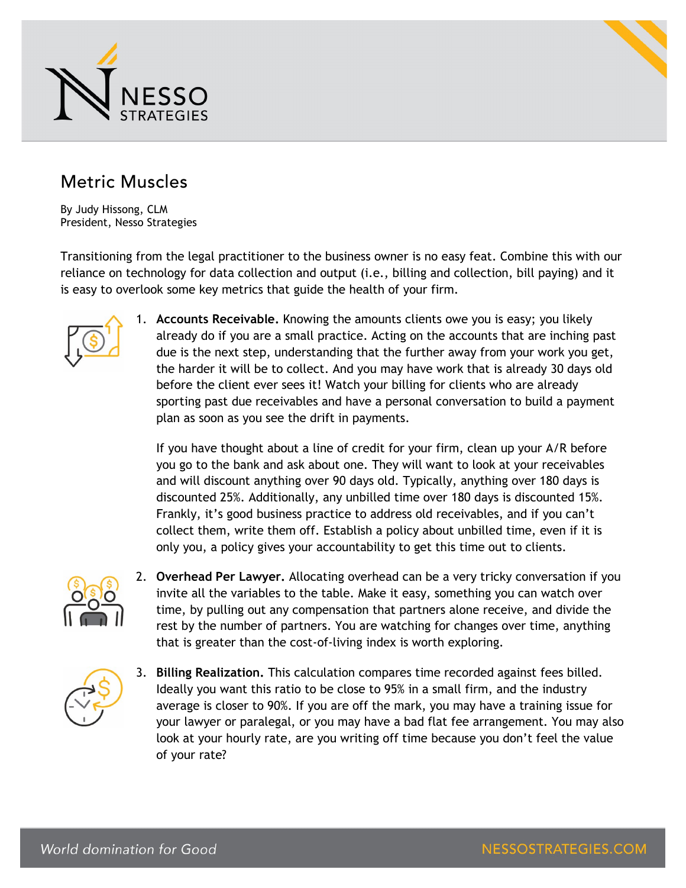# Metric Muscles

By Judy Hissong, CLM
President, Nesso Strategies

Transitioning from the legal practitioner to the business owner is no easy feat. Combine this with our reliance on technology for data collection and output (i.e., billing and collection, bill paying) and it is easy to overlook some key metrics that guide the health of your firm.

1. **Accounts Receivable.** Knowing the amounts clients owe you is easy; you likely already do if you are a small practice. Acting on the accounts that are inching past due is the next step, understanding that the further away from your work you get, the harder it will be to collect. And you may have work that is already 30 days old before the client ever sees it! Watch your billing for clients who are already sporting past due receivables and have a personal conversation to build a payment plan as soon as you see the drift in payments.

   If you have thought about a line of credit for your firm, clean up your A/R before you go to the bank and ask about one. They will want to look at your receivables and will discount anything over 90 days old. Typically, anything over 180 days is discounted 25%. Additionally, any unbilled time over 180 days is discounted 15%. Frankly, it's good business practice to address old receivables, and if you can't collect them, write them off. Establish a policy about unbilled time, even if it is only you, a policy gives your accountability to get this time out to clients.

2. **Overhead Per Lawyer.** Allocating overhead can be a very tricky conversation if you invite all the variables to the table. Make it easy, something you can watch over time, by pulling out any compensation that partners alone receive, and divide the rest by the number of partners. You are watching for changes over time, anything that is greater than the cost-of-living index is worth exploring.

3. **Billing Realization.** This calculation compares time recorded against fees billed. Ideally you want this ratio to be close to 95% in a small firm, and the industry average is closer to 90%. If you are off the mark, you may have a training issue for your lawyer or paralegal, or you may have a bad flat fee arrangement. You may also look at your hourly rate, are you writing off time because you don't feel the value of your rate?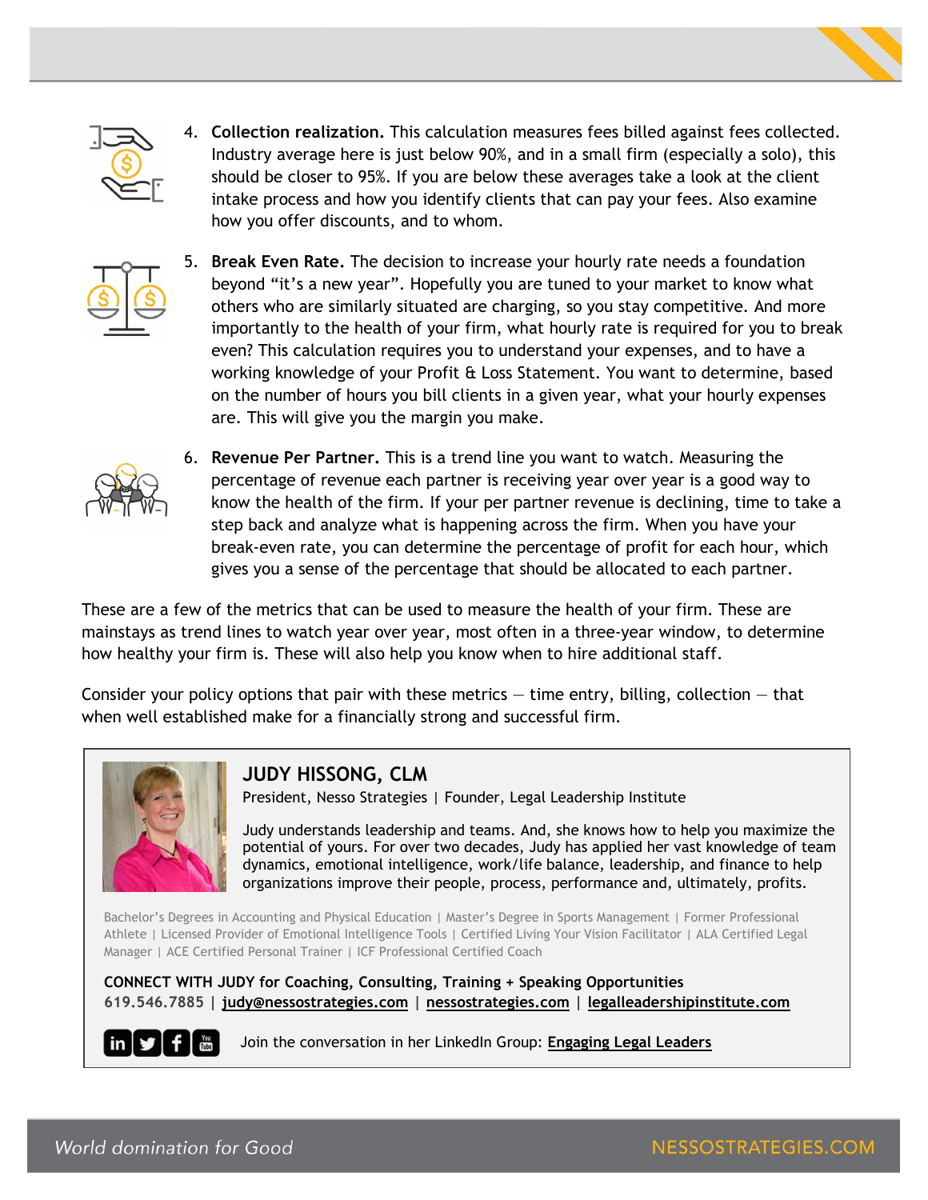4. **Collection realization.** This calculation measures fees billed against fees collected. Industry average here is just below 90%, and in a small firm (especially a solo), this should be closer to 95%. If you are below these averages take a look at the client intake process and how you identify clients that can pay your fees. Also examine how you offer discounts, and to whom.

5. **Break Even Rate.** The decision to increase your hourly rate needs a foundation beyond "it's a new year". Hopefully you are tuned to your market to know what others who are similarly situated are charging, so you stay competitive. And more importantly to the health of your firm, what hourly rate is required for you to break even? This calculation requires you to understand your expenses, and to have a working knowledge of your Profit & Loss Statement. You want to determine, based on the number of hours you bill clients in a given year, what your hourly expenses are. This will give you the margin you make.

6. **Revenue Per Partner.** This is a trend line you want to watch. Measuring the percentage of revenue each partner is receiving year over year is a good way to know the health of the firm. If your per partner revenue is declining, time to take a step back and analyze what is happening across the firm. When you have your break-even rate, you can determine the percentage of profit for each hour, which gives you a sense of the percentage that should be allocated to each partner.

These are a few of the metrics that can be used to measure the health of your firm. These are mainstays as trend lines to watch year over year, most often in a three-year window, to determine how healthy your firm is. These will also help you know when to hire additional staff.

Consider your policy options that pair with these metrics — time entry, billing, collection — that when well established make for a financially strong and successful firm.

## JUDY HISSONG, CLM

President, Nesso Strategies | Founder, Legal Leadership Institute

Judy understands leadership and teams. And, she knows how to help you maximize the potential of yours. For over two decades, Judy has applied her vast knowledge of team dynamics, emotional intelligence, work/life balance, leadership, and finance to help organizations improve their people, process, performance and, ultimately, profits.

Bachelor's Degrees in Accounting and Physical Education | Master's Degree in Sports Management | Former Professional Athlete | Licensed Provider of Emotional Intelligence Tools | Certified Living Your Vision Facilitator | ALA Certified Legal Manager | ACE Certified Personal Trainer | ICF Professional Certified Coach

**CONNECT WITH JUDY for Coaching, Consulting, Training + Speaking Opportunities**
619.546.7885 | judy@nessostrategies.com | nessostrategies.com | legalleadershipinstitute.com

Join the conversation in her LinkedIn Group: Engaging Legal Leaders